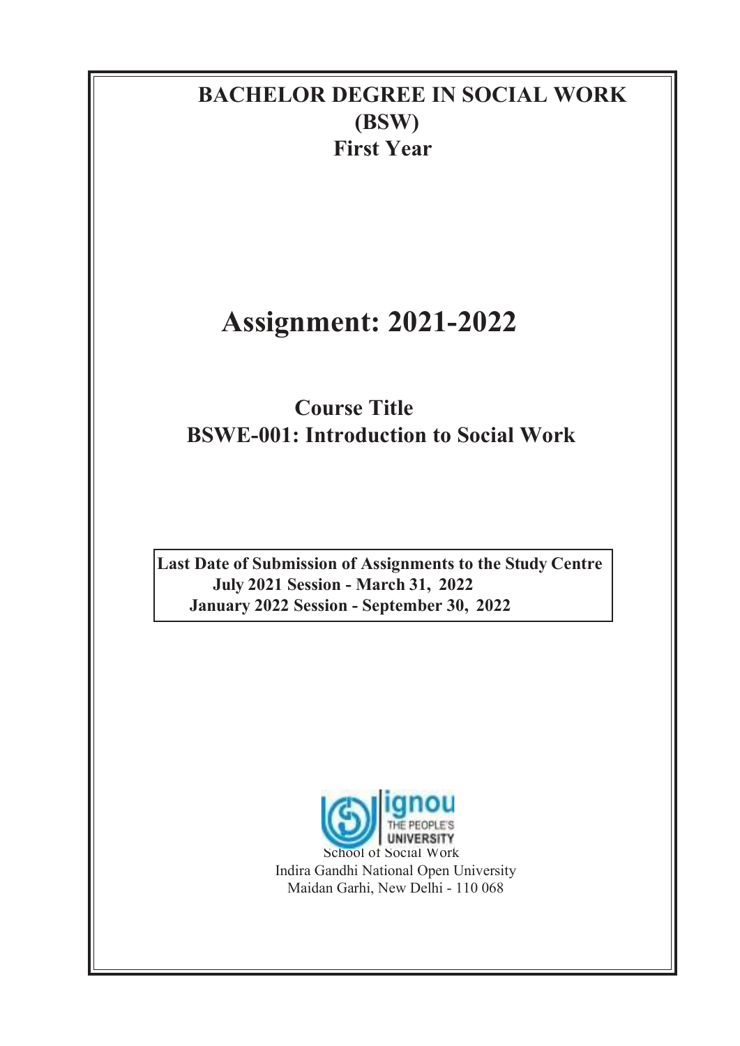# BACHELOR DEGREE IN SOCIAL WORK (BSW)

## First Year

# Assignment: 2021-2022

## Course Title

## BSWE-001: Introduction to Social Work

**Last Date of Submission of Assignments to the Study Centre**
**July 2021 Session - March 31, 2022**
**January 2022 Session - September 30, 2022**

ignou
THE PEOPLE'S UNIVERSITY

School of Social Work
Indira Gandhi National Open University
Maidan Garhi, New Delhi - 110 068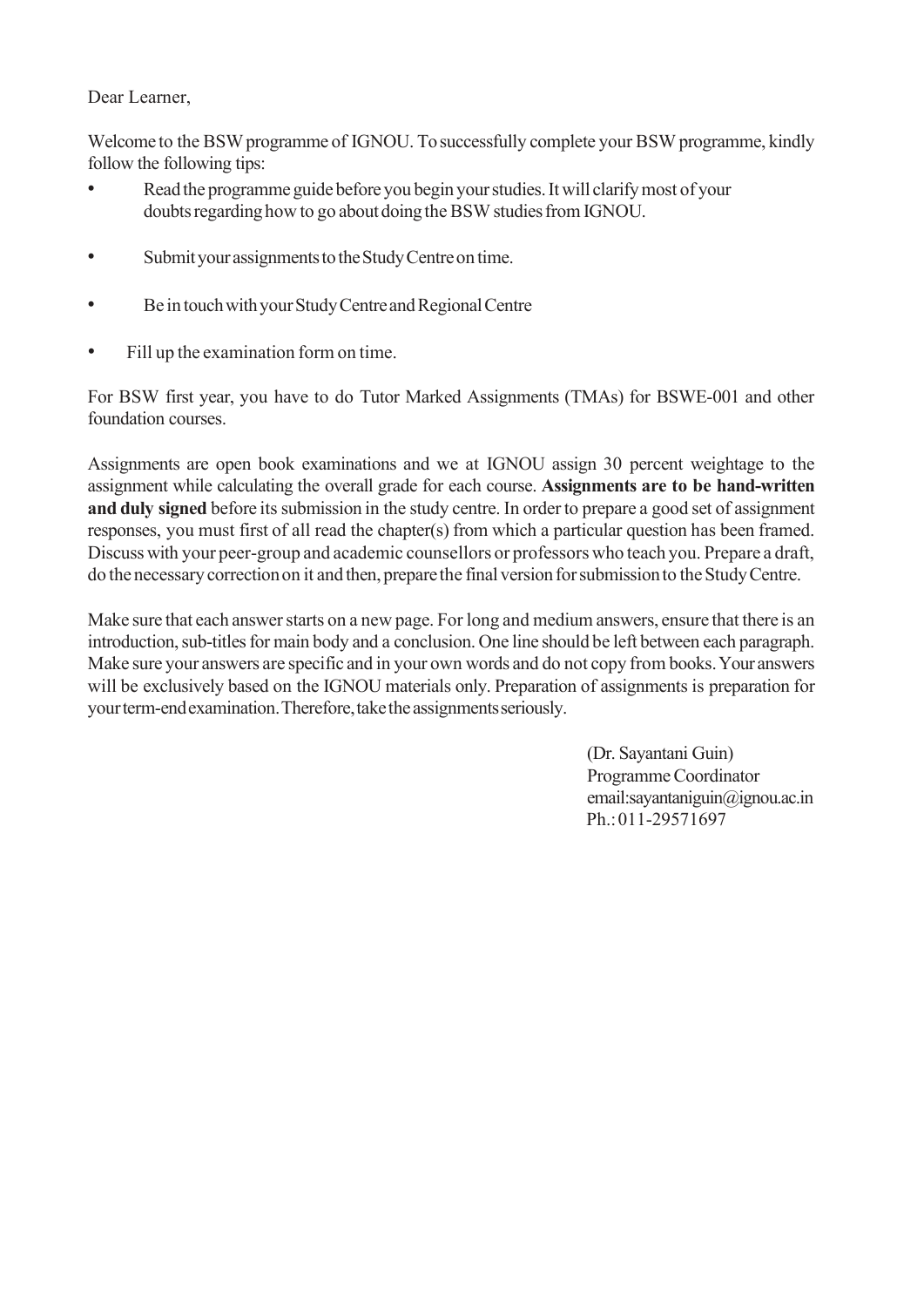Dear Learner,

Welcome to the BSW programme of IGNOU. To successfully complete your BSW programme, kindly follow the following tips:

- Read the programme guide before you begin your studies. It will clarify most of your doubts regarding how to go about doing the BSW studies from IGNOU.
- Submit your assignments to the Study Centre on time.
- Be in touch with your Study Centre and Regional Centre
- Fill up the examination form on time.

For BSW first year, you have to do Tutor Marked Assignments (TMAs) for BSWE-001 and other foundation courses.

Assignments are open book examinations and we at IGNOU assign 30 percent weightage to the assignment while calculating the overall grade for each course. **Assignments are to be hand-written and duly signed** before its submission in the study centre. In order to prepare a good set of assignment responses, you must first of all read the chapter(s) from which a particular question has been framed. Discuss with your peer-group and academic counsellors or professors who teach you. Prepare a draft, do the necessary correction on it and then, prepare the final version for submission to the Study Centre.

Make sure that each answer starts on a new page. For long and medium answers, ensure that there is an introduction, sub-titles for main body and a conclusion. One line should be left between each paragraph. Make sure your answers are specific and in your own words and do not copy from books. Your answers will be exclusively based on the IGNOU materials only. Preparation of assignments is preparation for your term-end examination. Therefore, take the assignments seriously.

(Dr. Sayantani Guin)
Programme Coordinator
email:sayantaniguin@ignou.ac.in
Ph.: 011-29571697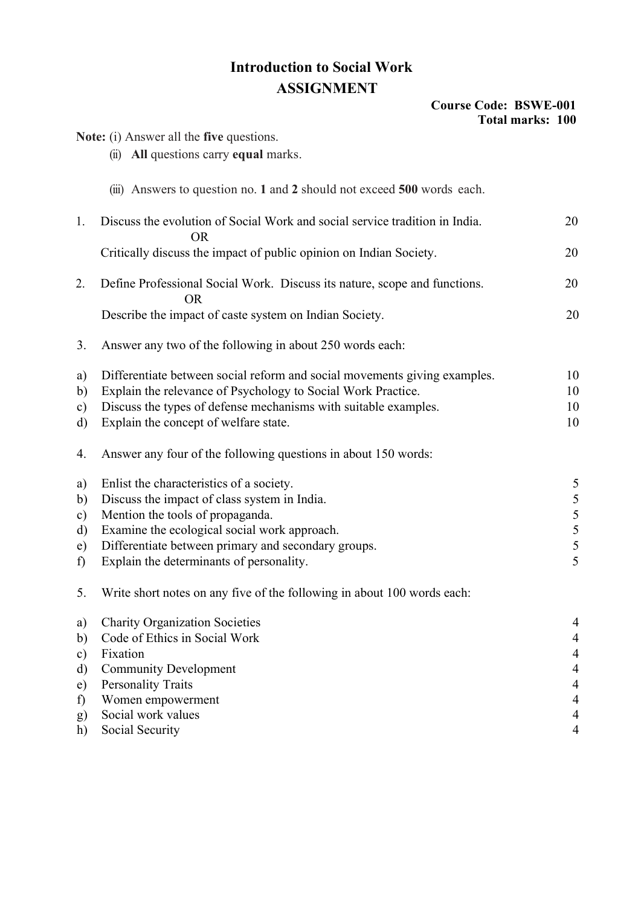# Introduction to Social Work

## ASSIGNMENT

**Course Code: BSWE-001**
**Total marks: 100**

**Note:** (i) Answer all the **five** questions.

(ii) **All** questions carry **equal** marks.

(iii) Answers to question no. **1** and **2** should not exceed **500** words each.

1. Discuss the evolution of Social Work and social service tradition in India. 20

   OR

   Critically discuss the impact of public opinion on Indian Society. 20

2. Define Professional Social Work. Discuss its nature, scope and functions. 20

   OR

   Describe the impact of caste system on Indian Society. 20

3. Answer any two of the following in about 250 words each:

a) Differentiate between social reform and social movements giving examples. 10
b) Explain the relevance of Psychology to Social Work Practice. 10
c) Discuss the types of defense mechanisms with suitable examples. 10
d) Explain the concept of welfare state. 10

4. Answer any four of the following questions in about 150 words:

a) Enlist the characteristics of a society. 5
b) Discuss the impact of class system in India. 5
c) Mention the tools of propaganda. 5
d) Examine the ecological social work approach. 5
e) Differentiate between primary and secondary groups. 5
f) Explain the determinants of personality. 5

5. Write short notes on any five of the following in about 100 words each:

a) Charity Organization Societies 4
b) Code of Ethics in Social Work 4
c) Fixation 4
d) Community Development 4
e) Personality Traits 4
f) Women empowerment 4
g) Social work values 4
h) Social Security 4